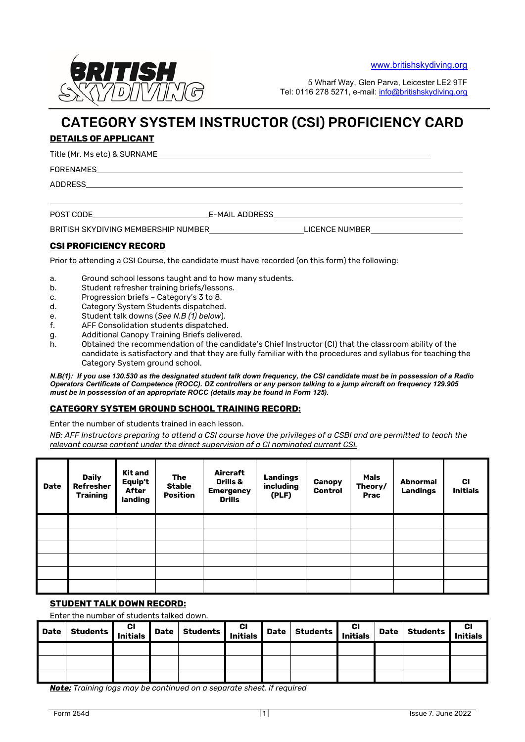www.britishskydiving.org

5 Wharf Way, Glen Parva, Leicester LE2 9TF
Tel: 0116 278 5271, e-mail: info@britishskydiving.org

# CATEGORY SYSTEM INSTRUCTOR (CSI) PROFICIENCY CARD

## DETAILS OF APPLICANT

Title (Mr. Ms etc) & SURNAME\_\_\_\_\_\_\_\_\_\_\_\_\_\_\_\_\_\_\_\_\_\_\_\_\_\_\_\_\_\_

FORENAMES\_\_\_\_\_\_\_\_\_\_\_\_\_\_\_\_\_\_\_\_\_\_\_\_\_\_\_\_\_\_

ADDRESS\_\_\_\_\_\_\_\_\_\_\_\_\_\_\_\_\_\_\_\_\_\_\_\_\_\_\_\_\_\_

\_\_\_\_\_\_\_\_\_\_\_\_\_\_\_\_\_\_\_\_\_\_\_\_\_\_\_\_\_\_

POST CODE\_\_\_\_\_\_\_\_\_\_\_\_\_\_\_\_ E-MAIL ADDRESS\_\_\_\_\_\_\_\_\_\_\_\_\_\_\_\_

BRITISH SKYDIVING MEMBERSHIP NUMBER\_\_\_\_\_\_\_\_\_\_\_\_\_\_\_\_ LICENCE NUMBER\_\_\_\_\_\_\_\_\_\_\_\_\_\_\_\_

## CSI PROFICIENCY RECORD

Prior to attending a CSI Course, the candidate must have recorded (on this form) the following:

a. Ground school lessons taught and to how many students.
b. Student refresher training briefs/lessons.
c. Progression briefs – Category's 3 to 8.
d. Category System Students dispatched.
e. Student talk downs (*See N.B (1) below*).
f. AFF Consolidation students dispatched.
g. Additional Canopy Training Briefs delivered.
h. Obtained the recommendation of the candidate's Chief Instructor (CI) that the classroom ability of the candidate is satisfactory and that they are fully familiar with the procedures and syllabus for teaching the Category System ground school.

***N.B(1): If you use 130.530 as the designated student talk down frequency, the CSI candidate must be in possession of a Radio Operators Certificate of Competence (ROCC). DZ controllers or any person talking to a jump aircraft on frequency 129.905 must be in possession of an appropriate ROCC (details may be found in Form 125).***

## CATEGORY SYSTEM GROUND SCHOOL TRAINING RECORD:

Enter the number of students trained in each lesson.

*NB: AFF Instructors preparing to attend a CSI course have the privileges of a CSBI and are permitted to teach the relevant course content under the direct supervision of a CI nominated current CSI.*

| Date | Daily Refresher Training | Kit and Equip't After landing | The Stable Position | Aircraft Drills & Emergency Drills | Landings including (PLF) | Canopy Control | Mals Theory/ Prac | Abnormal Landings | CI Initials |
|---|---|---|---|---|---|---|---|---|---|
| | | | | | | | | | |
| | | | | | | | | | |
| | | | | | | | | | |
| | | | | | | | | | |
| | | | | | | | | | |
| | | | | | | | | | |

## STUDENT TALK DOWN RECORD:

Enter the number of students talked down.

| Date | Students | CI Initials | Date | Students | CI Initials | Date | Students | CI Initials | Date | Students | CI Initials |
|---|---|---|---|---|---|---|---|---|---|---|---|
| | | | | | | | | | | | |
| | | | | | | | | | | | |
| | | | | | | | | | | | |

***Note:*** *Training logs may be continued on a separate sheet, if required*

Form 254d

Issue 7, June 2022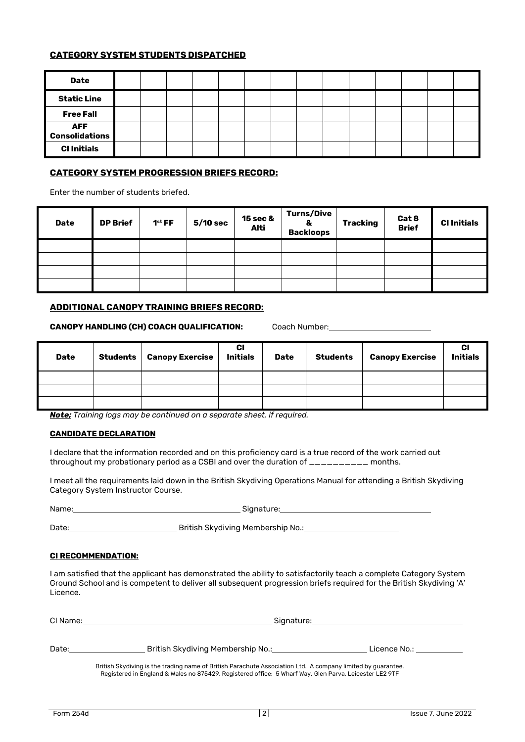**CATEGORY SYSTEM STUDENTS DISPATCHED**

| Date | | | | | | | | | | | | | | |
|---|---|---|---|---|---|---|---|---|---|---|---|---|---|---|
| Static Line | | | | | | | | | | | | | | |
| Free Fall | | | | | | | | | | | | | | |
| AFF Consolidations | | | | | | | | | | | | | | |
| CI Initials | | | | | | | | | | | | | | |

**CATEGORY SYSTEM PROGRESSION BRIEFS RECORD:**

Enter the number of students briefed.

| Date | DP Brief | 1st FF | 5/10 sec | 15 sec & Alti | Turns/Dive & Backloops | Tracking | Cat 8 Brief | CI Initials |
|---|---|---|---|---|---|---|---|---|
| | | | | | | | | |
| | | | | | | | | |
| | | | | | | | | |
| | | | | | | | | |

**ADDITIONAL CANOPY TRAINING BRIEFS RECORD:**

**CANOPY HANDLING (CH) COACH QUALIFICATION:** Coach Number:______________________

| Date | Students | Canopy Exercise | CI Initials | Date | Students | Canopy Exercise | CI Initials |
|---|---|---|---|---|---|---|---|
| | | | | | | | |
| | | | | | | | |
| | | | | | | | |

***Note:*** *Training logs may be continued on a separate sheet, if required.*

**CANDIDATE DECLARATION**

I declare that the information recorded and on this proficiency card is a true record of the work carried out throughout my probationary period as a CSBI and over the duration of __________ months.

I meet all the requirements laid down in the British Skydiving Operations Manual for attending a British Skydiving Category System Instructor Course.

Name:______________________________ Signature:______________________________

Date:____________________ British Skydiving Membership No.:____________________

**CI RECOMMENDATION:**

I am satisfied that the applicant has demonstrated the ability to satisfactorily teach a complete Category System Ground School and is competent to deliver all subsequent progression briefs required for the British Skydiving 'A' Licence.

CI Name:______________________________ Signature:______________________________

Date:________________ British Skydiving Membership No.:____________________ Licence No.: __________

British Skydiving is the trading name of British Parachute Association Ltd. A company limited by guarantee.
Registered in England & Wales no 875429. Registered office: 5 Wharf Way, Glen Parva, Leicester LE2 9TF

Form 254d — Issue 7, June 2022